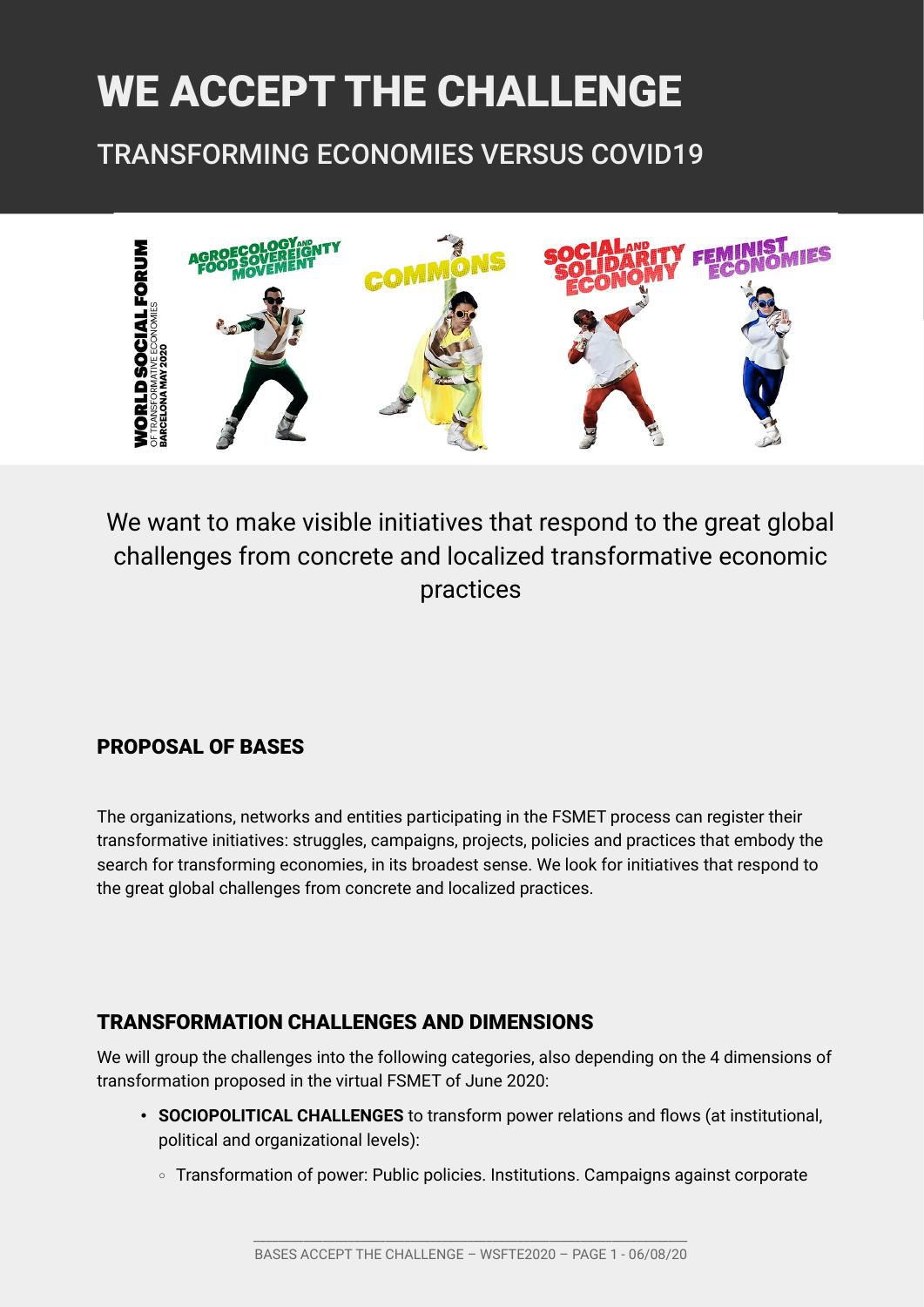# WE ACCEPT THE CHALLENGE

## TRANSFORMING ECONOMIES VERSUS COVID19

We want to make visible initiatives that respond to the great global challenges from concrete and localized transformative economic practices

### PROPOSAL OF BASES

The organizations, networks and entities participating in the FSMET process can register their transformative initiatives: struggles, campaigns, projects, policies and practices that embody the search for transforming economies, in its broadest sense. We look for initiatives that respond to the great global challenges from concrete and localized practices.

### TRANSFORMATION CHALLENGES AND DIMENSIONS

We will group the challenges into the following categories, also depending on the 4 dimensions of transformation proposed in the virtual FSMET of June 2020:

- **SOCIOPOLITICAL CHALLENGES** to transform power relations and flows (at institutional, political and organizational levels):
  - Transformation of power: Public policies. Institutions. Campaigns against corporate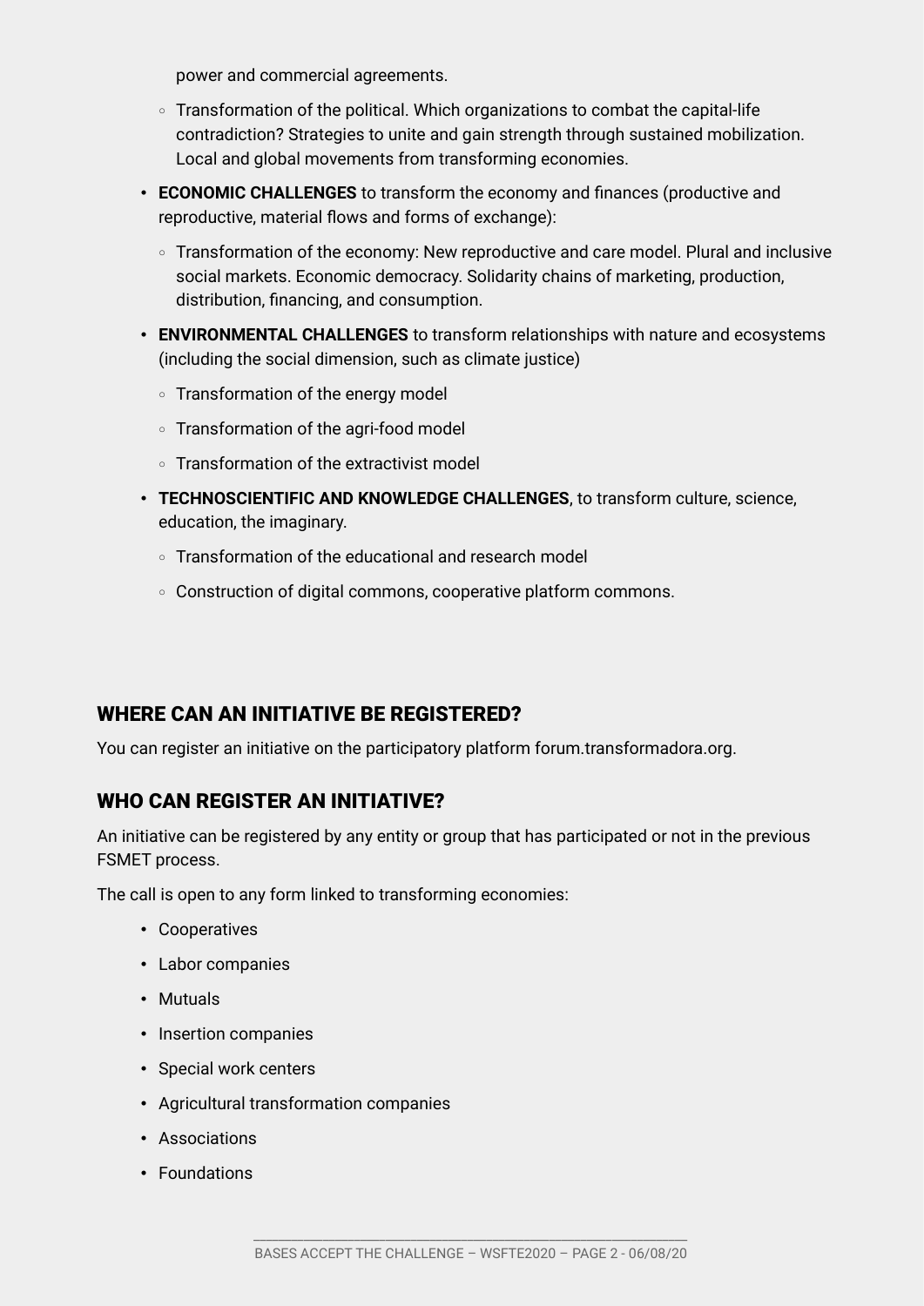power and commercial agreements.

  - Transformation of the political. Which organizations to combat the capital-life contradiction? Strategies to unite and gain strength through sustained mobilization. Local and global movements from transforming economies.

- **ECONOMIC CHALLENGES** to transform the economy and finances (productive and reproductive, material flows and forms of exchange):
  - Transformation of the economy: New reproductive and care model. Plural and inclusive social markets. Economic democracy. Solidarity chains of marketing, production, distribution, financing, and consumption.
- **ENVIRONMENTAL CHALLENGES** to transform relationships with nature and ecosystems (including the social dimension, such as climate justice)
  - Transformation of the energy model
  - Transformation of the agri-food model
  - Transformation of the extractivist model
- **TECHNOSCIENTIFIC AND KNOWLEDGE CHALLENGES**, to transform culture, science, education, the imaginary.
  - Transformation of the educational and research model
  - Construction of digital commons, cooperative platform commons.

## WHERE CAN AN INITIATIVE BE REGISTERED?

You can register an initiative on the participatory platform forum.transformadora.org.

## WHO CAN REGISTER AN INITIATIVE?

An initiative can be registered by any entity or group that has participated or not in the previous FSMET process.

The call is open to any form linked to transforming economies:

- Cooperatives
- Labor companies
- Mutuals
- Insertion companies
- Special work centers
- Agricultural transformation companies
- Associations
- Foundations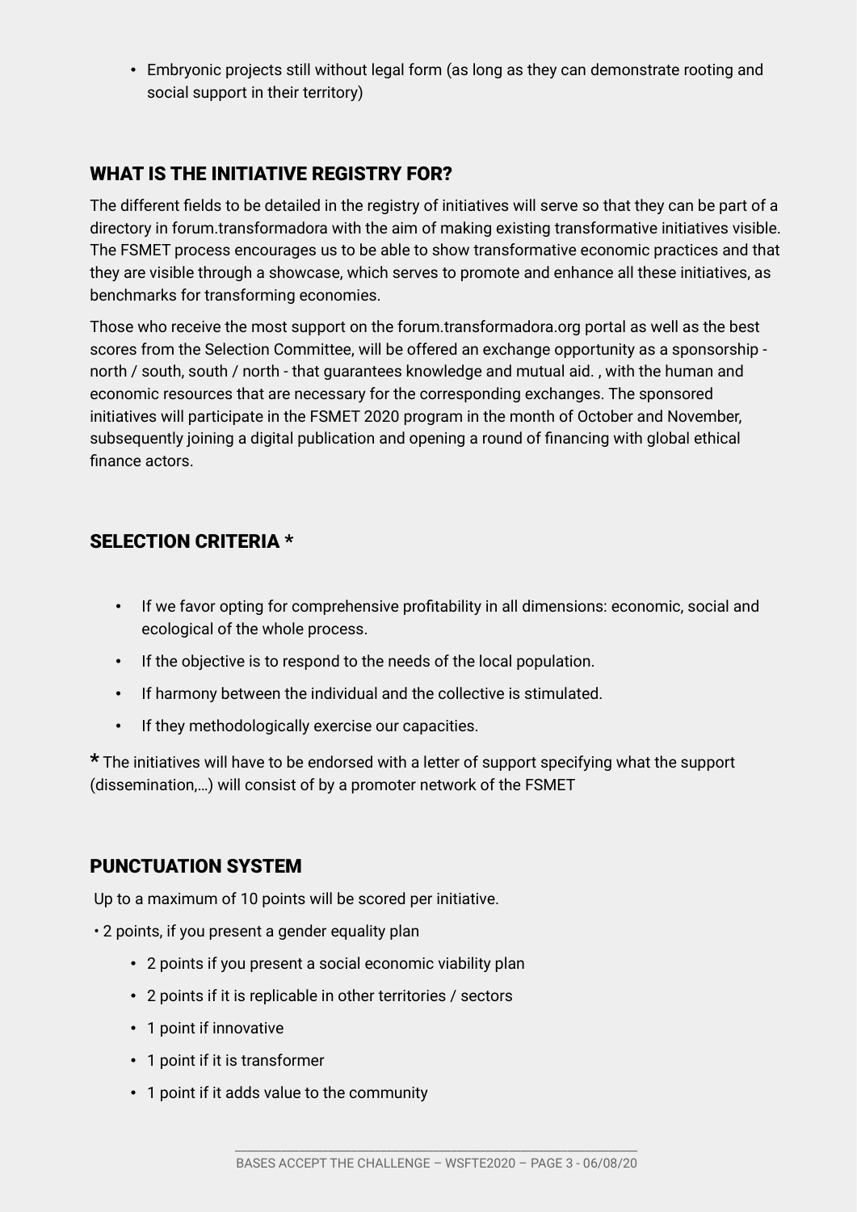- Embryonic projects still without legal form (as long as they can demonstrate rooting and social support in their territory)

## WHAT IS THE INITIATIVE REGISTRY FOR?

The different fields to be detailed in the registry of initiatives will serve so that they can be part of a directory in forum.transformadora with the aim of making existing transformative initiatives visible. The FSMET process encourages us to be able to show transformative economic practices and that they are visible through a showcase, which serves to promote and enhance all these initiatives, as benchmarks for transforming economies.

Those who receive the most support on the forum.transformadora.org portal as well as the best scores from the Selection Committee, will be offered an exchange opportunity as a sponsorship - north / south, south / north - that guarantees knowledge and mutual aid. , with the human and economic resources that are necessary for the corresponding exchanges. The sponsored initiatives will participate in the FSMET 2020 program in the month of October and November, subsequently joining a digital publication and opening a round of financing with global ethical finance actors.

## SELECTION CRITERIA *

- If we favor opting for comprehensive profitability in all dimensions: economic, social and ecological of the whole process.
- If the objective is to respond to the needs of the local population.
- If harmony between the individual and the collective is stimulated.
- If they methodologically exercise our capacities.

**\*** The initiatives will have to be endorsed with a letter of support specifying what the support (dissemination,…) will consist of by a promoter network of the FSMET

## PUNCTUATION SYSTEM

Up to a maximum of 10 points will be scored per initiative.

- 2 points, if you present a gender equality plan
- 2 points if you present a social economic viability plan
- 2 points if it is replicable in other territories / sectors
- 1 point if innovative
- 1 point if it is transformer
- 1 point if it adds value to the community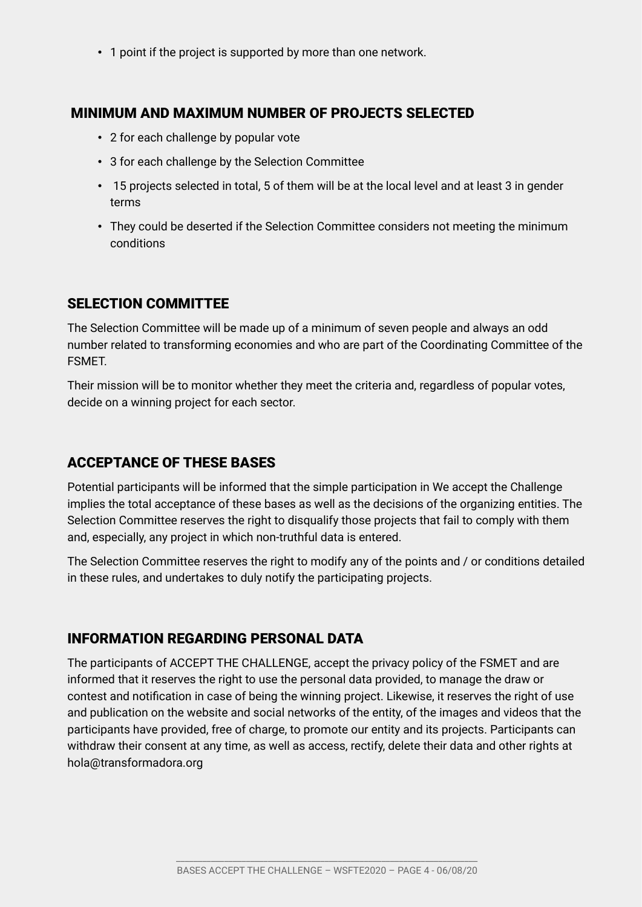- 1 point if the project is supported by more than one network.

## MINIMUM AND MAXIMUM NUMBER OF PROJECTS SELECTED

- 2 for each challenge by popular vote
- 3 for each challenge by the Selection Committee
- 15 projects selected in total, 5 of them will be at the local level and at least 3 in gender terms
- They could be deserted if the Selection Committee considers not meeting the minimum conditions

## SELECTION COMMITTEE

The Selection Committee will be made up of a minimum of seven people and always an odd number related to transforming economies and who are part of the Coordinating Committee of the FSMET.

Their mission will be to monitor whether they meet the criteria and, regardless of popular votes, decide on a winning project for each sector.

## ACCEPTANCE OF THESE BASES

Potential participants will be informed that the simple participation in We accept the Challenge implies the total acceptance of these bases as well as the decisions of the organizing entities. The Selection Committee reserves the right to disqualify those projects that fail to comply with them and, especially, any project in which non-truthful data is entered.

The Selection Committee reserves the right to modify any of the points and / or conditions detailed in these rules, and undertakes to duly notify the participating projects.

## INFORMATION REGARDING PERSONAL DATA

The participants of ACCEPT THE CHALLENGE, accept the privacy policy of the FSMET and are informed that it reserves the right to use the personal data provided, to manage the draw or contest and notification in case of being the winning project. Likewise, it reserves the right of use and publication on the website and social networks of the entity, of the images and videos that the participants have provided, free of charge, to promote our entity and its projects. Participants can withdraw their consent at any time, as well as access, rectify, delete their data and other rights at hola@transformadora.org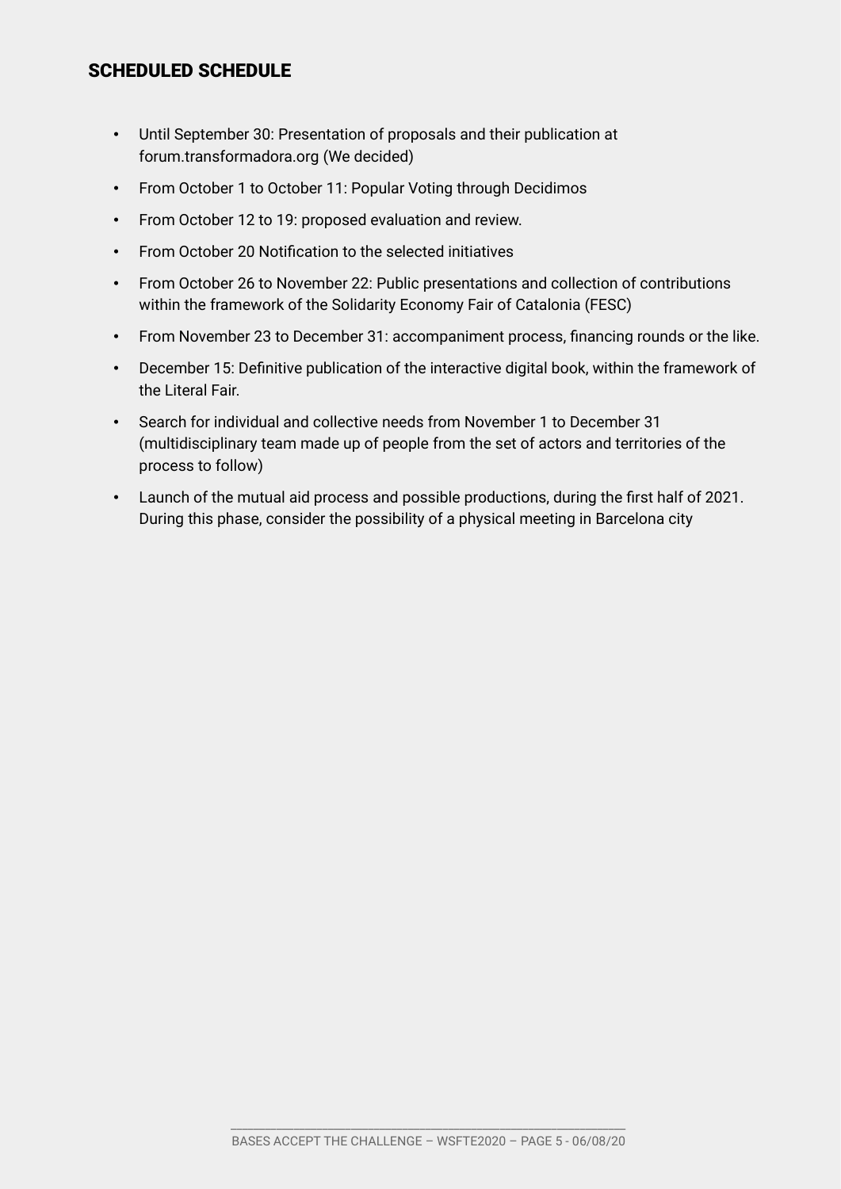## SCHEDULED SCHEDULE

- Until September 30: Presentation of proposals and their publication at forum.transformadora.org (We decided)
- From October 1 to October 11: Popular Voting through Decidimos
- From October 12 to 19: proposed evaluation and review.
- From October 20 Notification to the selected initiatives
- From October 26 to November 22: Public presentations and collection of contributions within the framework of the Solidarity Economy Fair of Catalonia (FESC)
- From November 23 to December 31: accompaniment process, financing rounds or the like.
- December 15: Definitive publication of the interactive digital book, within the framework of the Literal Fair.
- Search for individual and collective needs from November 1 to December 31 (multidisciplinary team made up of people from the set of actors and territories of the process to follow)
- Launch of the mutual aid process and possible productions, during the first half of 2021. During this phase, consider the possibility of a physical meeting in Barcelona city